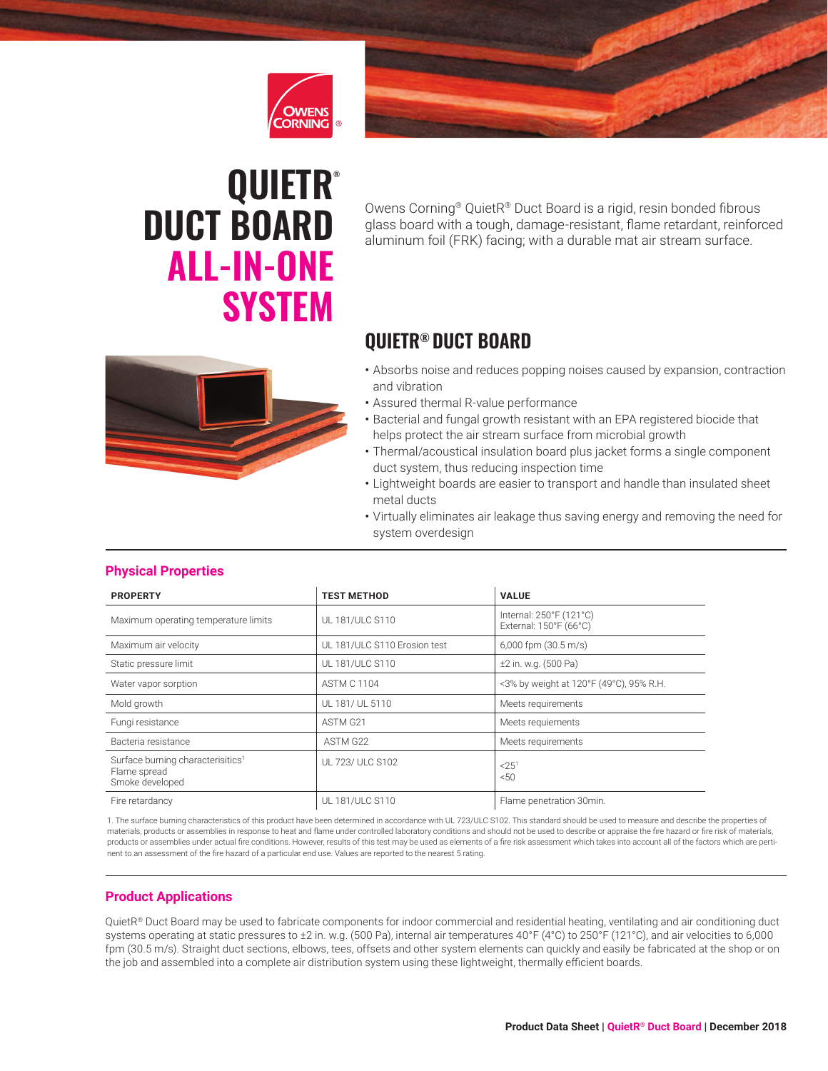# QUIETR® DUCT BOARD ALL-IN-ONE SYSTEM

Owens Corning® QuietR® Duct Board is a rigid, resin bonded fibrous glass board with a tough, damage-resistant, flame retardant, reinforced aluminum foil (FRK) facing; with a durable mat air stream surface.

## QUIETR® DUCT BOARD

- Absorbs noise and reduces popping noises caused by expansion, contraction and vibration
- Assured thermal R-value performance
- Bacterial and fungal growth resistant with an EPA registered biocide that helps protect the air stream surface from microbial growth
- Thermal/acoustical insulation board plus jacket forms a single component duct system, thus reducing inspection time
- Lightweight boards are easier to transport and handle than insulated sheet metal ducts
- Virtually eliminates air leakage thus saving energy and removing the need for system overdesign

### Physical Properties

| PROPERTY | TEST METHOD | VALUE |
|---|---|---|
| Maximum operating temperature limits | UL 181/ULC S110 | Internal: 250°F (121°C)<br>External: 150°F (66°C) |
| Maximum air velocity | UL 181/ULC S110 Erosion test | 6,000 fpm (30.5 m/s) |
| Static pressure limit | UL 181/ULC S110 | ±2 in. w.g. (500 Pa) |
| Water vapor sorption | ASTM C 1104 | <3% by weight at 120°F (49°C), 95% R.H. |
| Mold growth | UL 181/ UL 5110 | Meets requirements |
| Fungi resistance | ASTM G21 | Meets requiements |
| Bacteria resistance | ASTM G22 | Meets requirements |
| Surface burning characterisitics[1]<br>Flame spread<br>Smoke developed | UL 723/ ULC S102 | <25[1]<br><50 |
| Fire retardancy | UL 181/ULC S110 | Flame penetration 30min. |

1. The surface burning characteristics of this product have been determined in accordance with UL 723/ULC S102. This standard should be used to measure and describe the properties of materials, products or assemblies in response to heat and flame under controlled laboratory conditions and should not be used to describe or appraise the fire hazard or fire risk of materials, products or assemblies under actual fire conditions. However, results of this test may be used as elements of a fire risk assessment which takes into account all of the factors which are pertinent to an assessment of the fire hazard of a particular end use. Values are reported to the nearest 5 rating.

### Product Applications

QuietR® Duct Board may be used to fabricate components for indoor commercial and residential heating, ventilating and air conditioning duct systems operating at static pressures to ±2 in. w.g. (500 Pa), internal air temperatures 40°F (4°C) to 250°F (121°C), and air velocities to 6,000 fpm (30.5 m/s). Straight duct sections, elbows, tees, offsets and other system elements can quickly and easily be fabricated at the shop or on the job and assembled into a complete air distribution system using these lightweight, thermally efficient boards.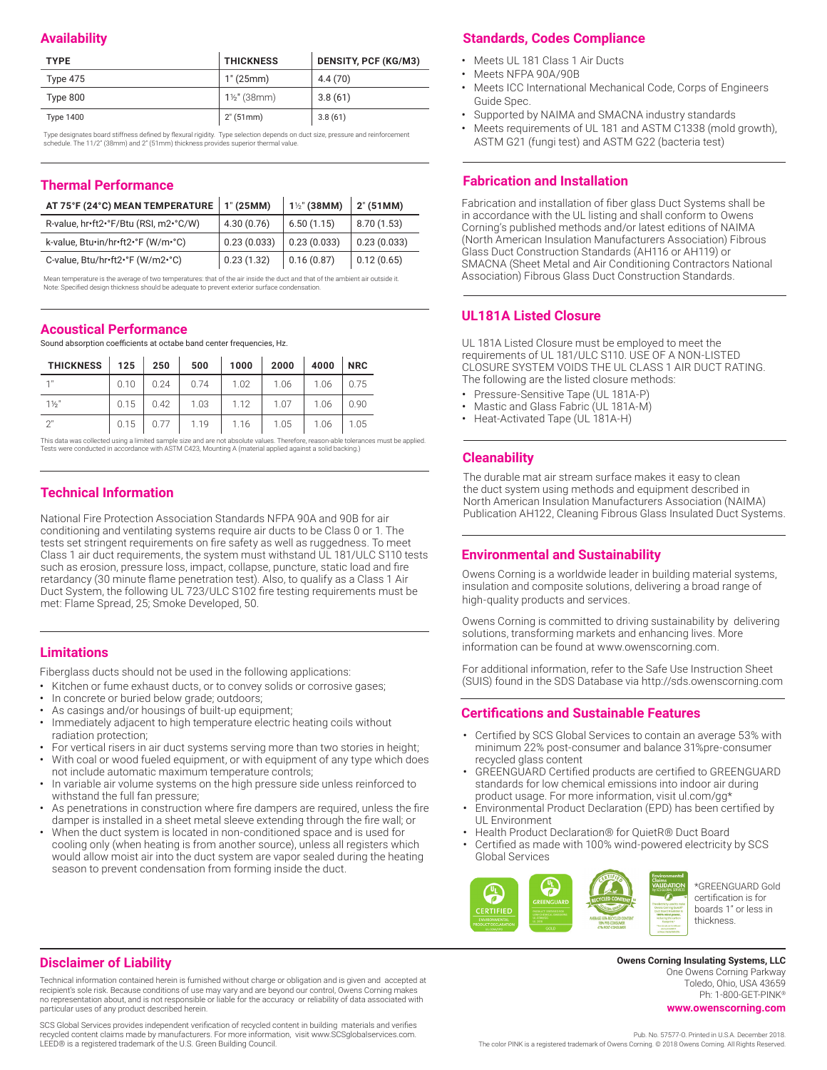## Availability

| TYPE | THICKNESS | DENSITY, PCF (KG/M3) |
|---|---|---|
| Type 475 | 1" (25mm) | 4.4 (70) |
| Type 800 | 1½" (38mm) | 3.8 (61) |
| Type 1400 | 2" (51mm) | 3.8 (61) |

Type designates board stiffness defined by flexural rigidity. Type selection depends on duct size, pressure and reinforcement schedule. The 11/2" (38mm) and 2" (51mm) thickness provides superior thermal value.

## Thermal Performance

| AT 75°F (24°C) MEAN TEMPERATURE | 1" (25MM) | 1½" (38MM) | 2" (51MM) |
|---|---|---|---|
| R-value, hr•ft2•°F/Btu (RSI, m2•°C/W) | 4.30 (0.76) | 6.50 (1.15) | 8.70 (1.53) |
| k-value, Btu•in/hr•ft2•°F (W/m•°C) | 0.23 (0.033) | 0.23 (0.033) | 0.23 (0.033) |
| C-value, Btu/hr•ft2•°F (W/m2•°C) | 0.23 (1.32) | 0.16 (0.87) | 0.12 (0.65) |

Mean temperature is the average of two temperatures: that of the air inside the duct and that of the ambient air outside it.
Note: Specified design thickness should be adequate to prevent exterior surface condensation.

## Acoustical Performance

Sound absorption coefficients at octabe band center frequencies, Hz.

| THICKNESS | 125 | 250 | 500 | 1000 | 2000 | 4000 | NRC |
|---|---|---|---|---|---|---|---|
| 1" | 0.10 | 0.24 | 0.74 | 1.02 | 1.06 | 1.06 | 0.75 |
| 1½" | 0.15 | 0.42 | 1.03 | 1.12 | 1.07 | 1.06 | 0.90 |
| 2" | 0.15 | 0.77 | 1.19 | 1.16 | 1.05 | 1.06 | 1.05 |

This data was collected using a limited sample size and are not absolute values. Therefore, reason-able tolerances must be applied. Tests were conducted in accordance with ASTM C423, Mounting A (material applied against a solid backing.)

## Technical Information

National Fire Protection Association Standards NFPA 90A and 90B for air conditioning and ventilating systems require air ducts to be Class 0 or 1. The tests set stringent requirements on fire safety as well as ruggedness. To meet Class 1 air duct requirements, the system must withstand UL 181/ULC S110 tests such as erosion, pressure loss, impact, collapse, puncture, static load and fire retardancy (30 minute flame penetration test). Also, to qualify as a Class 1 Air Duct System, the following UL 723/ULC S102 fire testing requirements must be met: Flame Spread, 25; Smoke Developed, 50.

## Limitations

Fiberglass ducts should not be used in the following applications:

- Kitchen or fume exhaust ducts, or to convey solids or corrosive gases;
- In concrete or buried below grade; outdoors;
- As casings and/or housings of built-up equipment;
- Immediately adjacent to high temperature electric heating coils without radiation protection;
- For vertical risers in air duct systems serving more than two stories in height;
- With coal or wood fueled equipment, or with equipment of any type which does not include automatic maximum temperature controls;
- In variable air volume systems on the high pressure side unless reinforced to withstand the full fan pressure;
- As penetrations in construction where fire dampers are required, unless the fire damper is installed in a sheet metal sleeve extending through the fire wall; or
- When the duct system is located in non-conditioned space and is used for cooling only (when heating is from another source), unless all registers which would allow moist air into the duct system are vapor sealed during the heating season to prevent condensation from forming inside the duct.

## Standards, Codes Compliance

- Meets UL 181 Class 1 Air Ducts
- Meets NFPA 90A/90B
- Meets ICC International Mechanical Code, Corps of Engineers Guide Spec.
- Supported by NAIMA and SMACNA industry standards
- Meets requirements of UL 181 and ASTM C1338 (mold growth), ASTM G21 (fungi test) and ASTM G22 (bacteria test)

## Fabrication and Installation

Fabrication and installation of fiber glass Duct Systems shall be in accordance with the UL listing and shall conform to Owens Corning's published methods and/or latest editions of NAIMA (North American Insulation Manufacturers Association) Fibrous Glass Duct Construction Standards (AH116 or AH119) or SMACNA (Sheet Metal and Air Conditioning Contractors National Association) Fibrous Glass Duct Construction Standards.

## UL181A Listed Closure

UL 181A Listed Closure must be employed to meet the requirements of UL 181/ULC S110. USE OF A NON-LISTED CLOSURE SYSTEM VOIDS THE UL CLASS 1 AIR DUCT RATING. The following are the listed closure methods:

- Pressure-Sensitive Tape (UL 181A-P)
- Mastic and Glass Fabric (UL 181A-M)
- Heat-Activated Tape (UL 181A-H)

## Cleanability

The durable mat air stream surface makes it easy to clean the duct system using methods and equipment described in North American Insulation Manufacturers Association (NAIMA) Publication AH122, Cleaning Fibrous Glass Insulated Duct Systems.

## Environmental and Sustainability

Owens Corning is a worldwide leader in building material systems, insulation and composite solutions, delivering a broad range of high-quality products and services.

Owens Corning is committed to driving sustainability by delivering solutions, transforming markets and enhancing lives. More information can be found at www.owenscorning.com.

For additional information, refer to the Safe Use Instruction Sheet (SUIS) found in the SDS Database via http://sds.owenscorning.com

## Certifications and Sustainable Features

- Certified by SCS Global Services to contain an average 53% with minimum 22% post-consumer and balance 31%pre-consumer recycled glass content
- GREENGUARD Certified products are certified to GREENGUARD standards for low chemical emissions into indoor air during product usage. For more information, visit ul.com/gg*
- Environmental Product Declaration (EPD) has been certified by UL Environment
- Health Product Declaration® for QuietR® Duct Board
- Certified as made with 100% wind-powered electricity by SCS Global Services

*GREENGUARD Gold certification is for boards 1" or less in thickness.

## Disclaimer of Liability

Technical information contained herein is furnished without charge or obligation and is given and accepted at recipient's sole risk. Because conditions of use may vary and are beyond our control, Owens Corning makes no representation about, and is not responsible or liable for the accuracy or reliability of data associated with particular uses of any product described herein.

SCS Global Services provides independent verification of recycled content in building materials and verifies recycled content claims made by manufacturers. For more information, visit www.SCSglobalservices.com. LEED® is a registered trademark of the U.S. Green Building Council.

**Owens Corning Insulating Systems, LLC**
One Owens Corning Parkway
Toledo, Ohio, USA 43659
Ph: 1-800-GET-PINK®
**www.owenscorning.com**

Pub. No. 57577-O. Printed in U.S.A. December 2018.
The color PINK is a registered trademark of Owens Corning. © 2018 Owens Corning. All Rights Reserved.